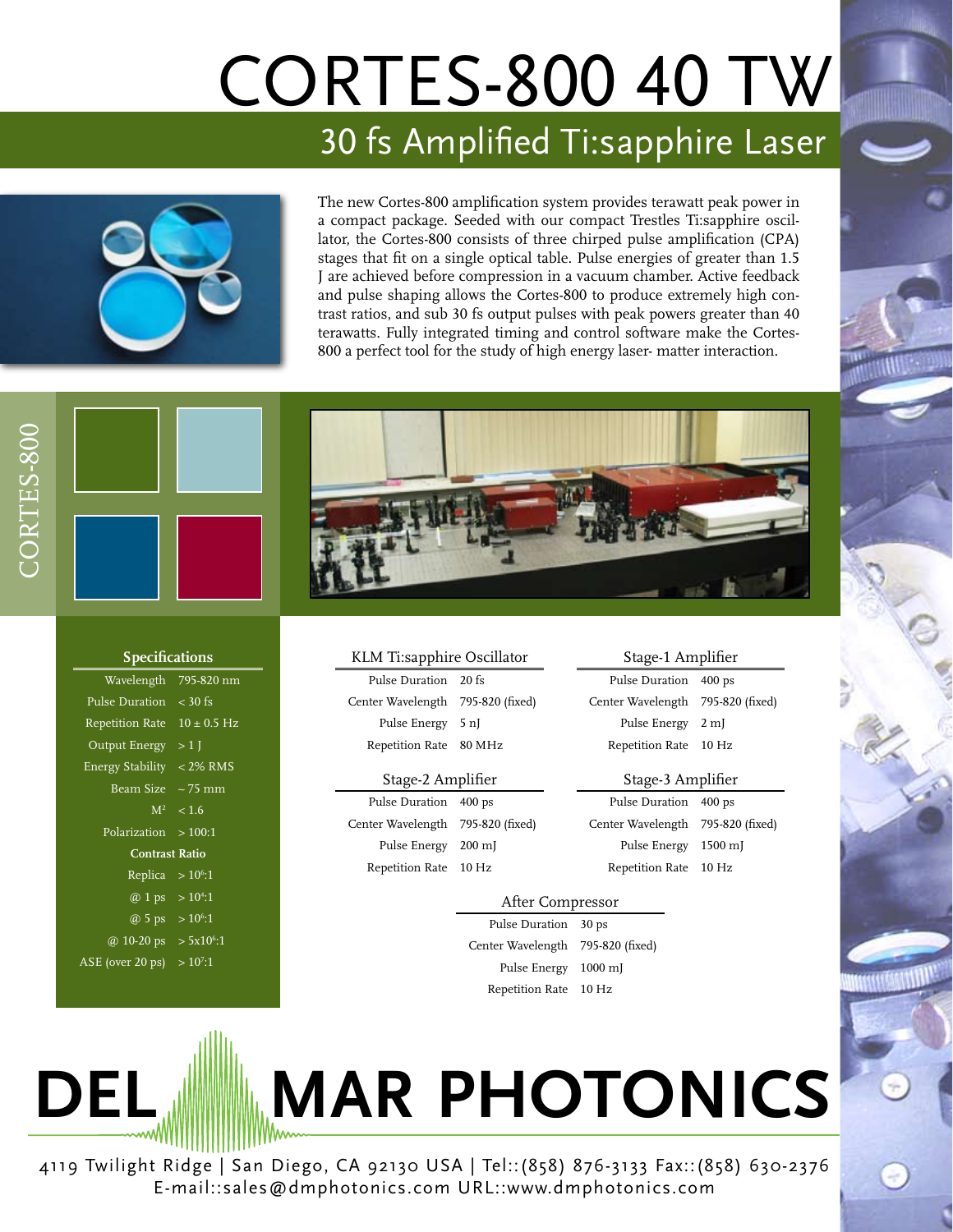# CORTES-800 40 TW

## 30 fs Amplified Ti:sapphire Laser

The new Cortes-800 amplification system provides terawatt peak power in a compact package. Seeded with our compact Trestles Ti:sapphire oscillator, the Cortes-800 consists of three chirped pulse amplification (CPA) stages that fit on a single optical table. Pulse energies of greater than 1.5 J are achieved before compression in a vacuum chamber. Active feedback and pulse shaping allows the Cortes-800 to produce extremely high contrast ratios, and sub 30 fs output pulses with peak powers greater than 40 terawatts. Fully integrated timing and control software make the Cortes-800 a perfect tool for the study of high energy laser- matter interaction.

CORTES-800

### Specifications

| | |
|---|---|
| Wavelength | 795-820 nm |
| Pulse Duration | < 30 fs |
| Repetition Rate | 10 ± 0.5 Hz |
| Output Energy | > 1 J |
| Energy Stability | < 2% RMS |
| Beam Size | ~ 75 mm |
| $M^2$ | < 1.6 |
| Polarization | > 100:1 |
| **Contrast Ratio** | |
| Replica | > $10^6$:1 |
| @ 1 ps | > $10^4$:1 |
| @ 5 ps | > $10^6$:1 |
| @ 10-20 ps | > $5x10^6$:1 |
| ASE (over 20 ps) | > $10^7$:1 |

### KLM Ti:sapphire Oscillator

| | |
|---|---|
| Pulse Duration | 20 fs |
| Center Wavelength | 795-820 (fixed) |
| Pulse Energy | 5 nJ |
| Repetition Rate | 80 MHz |

### Stage-1 Amplifier

| | |
|---|---|
| Pulse Duration | 400 ps |
| Center Wavelength | 795-820 (fixed) |
| Pulse Energy | 2 mJ |
| Repetition Rate | 10 Hz |

### Stage-2 Amplifier

| | |
|---|---|
| Pulse Duration | 400 ps |
| Center Wavelength | 795-820 (fixed) |
| Pulse Energy | 200 mJ |
| Repetition Rate | 10 Hz |

### Stage-3 Amplifier

| | |
|---|---|
| Pulse Duration | 400 ps |
| Center Wavelength | 795-820 (fixed) |
| Pulse Energy | 1500 mJ |
| Repetition Rate | 10 Hz |

### After Compressor

| | |
|---|---|
| Pulse Duration | 30 ps |
| Center Wavelength | 795-820 (fixed) |
| Pulse Energy | 1000 mJ |
| Repetition Rate | 10 Hz |

# DEL MAR PHOTONICS

4119 Twilight Ridge | San Diego, CA 92130 USA | Tel::(858) 876-3133 Fax::(858) 630-2376
E-mail::sales@dmphotonics.com URL::www.dmphotonics.com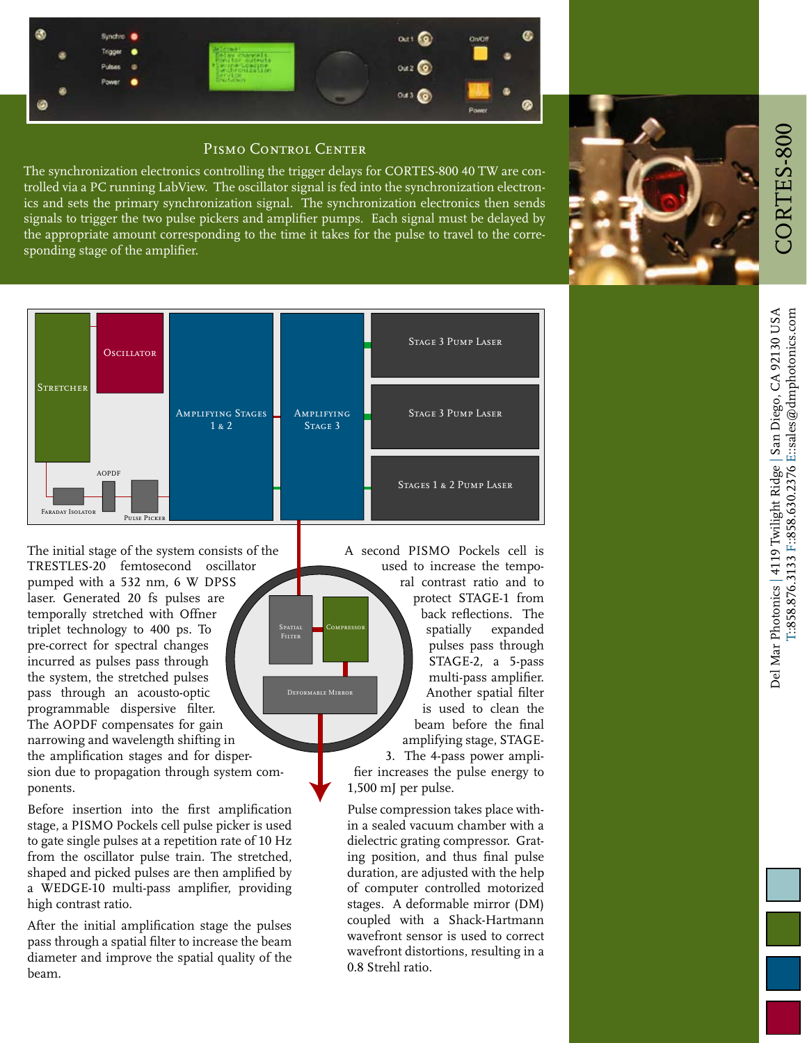## Pismo Control Center

The synchronization electronics controlling the trigger delays for CORTES-800 40 TW are controlled via a PC running LabView. The oscillator signal is fed into the synchronization electronics and sets the primary synchronization signal. The synchronization electronics then sends signals to trigger the two pulse pickers and amplifier pumps. Each signal must be delayed by the appropriate amount corresponding to the time it takes for the pulse to travel to the corresponding stage of the amplifier.

Stretcher
Oscillator
Amplifying Stages 1 & 2
Amplifying Stage 3
Stage 3 Pump Laser
Stage 3 Pump Laser
Stages 1 & 2 Pump Laser
AOPDF
Faraday Isolator
Pulse Picker
Spatial Filter
Compressor
Deformable Mirror

The initial stage of the system consists of the TRESTLES-20 femtosecond oscillator pumped with a 532 nm, 6 W DPSS laser. Generated 20 fs pulses are temporally stretched with Offner triplet technology to 400 ps. To pre-correct for spectral changes incurred as pulses pass through the system, the stretched pulses pass through an acousto-optic programmable dispersive filter. The AOPDF compensates for gain narrowing and wavelength shifting in the amplification stages and for dispersion due to propagation through system components.

Before insertion into the first amplification stage, a PISMO Pockels cell pulse picker is used to gate single pulses at a repetition rate of 10 Hz from the oscillator pulse train. The stretched, shaped and picked pulses are then amplified by a WEDGE-10 multi-pass amplifier, providing high contrast ratio.

After the initial amplification stage the pulses pass through a spatial filter to increase the beam diameter and improve the spatial quality of the beam.

A second PISMO Pockels cell is used to increase the temporal contrast ratio and to protect STAGE-1 from back reflections. The spatially expanded pulses pass through STAGE-2, a 5-pass multi-pass amplifier. Another spatial filter is used to clean the beam before the final amplifying stage, STAGE-3. The 4-pass power amplifier increases the pulse energy to 1,500 mJ per pulse.

Pulse compression takes place within a sealed vacuum chamber with a dielectric grating compressor. Grating position, and thus final pulse duration, are adjusted with the help of computer controlled motorized stages. A deformable mirror (DM) coupled with a Shack-Hartmann wavefront sensor is used to correct wavefront distortions, resulting in a 0.8 Strehl ratio.

CORTES-800

Del Mar Photonics | 4119 Twilight Ridge | San Diego, CA 92130 USA
T::858.876.3133 F::858.630.2376 E::sales@dmphotonics.com